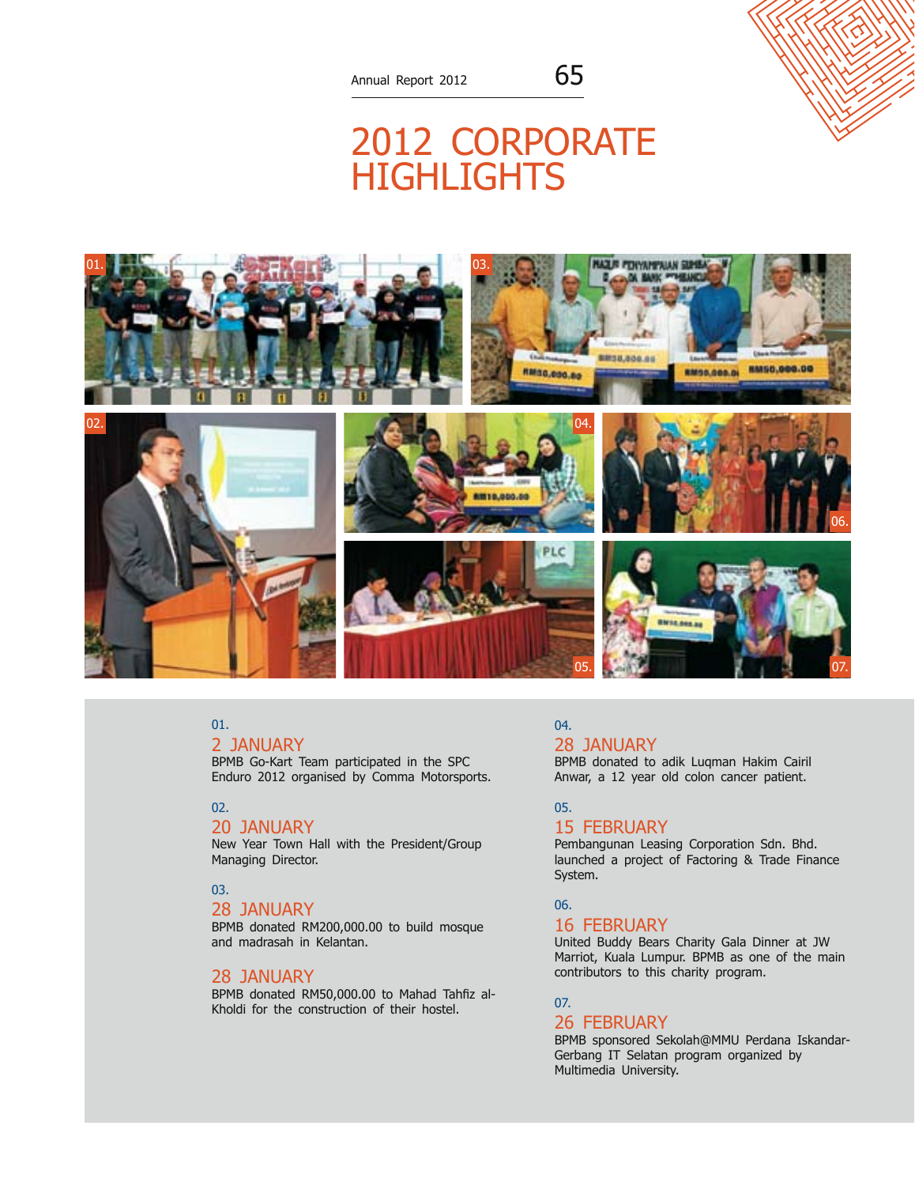# 2012 CORPORATE HIGHLIGHTS

01.

**2 JANUARY**

BPMB Go-Kart Team participated in the SPC Enduro 2012 organised by Comma Motorsports.

02.

**20 JANUARY**

New Year Town Hall with the President/Group Managing Director.

03.

**28 JANUARY**

BPMB donated RM200,000.00 to build mosque and madrasah in Kelantan.

**28 JANUARY**

BPMB donated RM50,000.00 to Mahad Tahfiz al-Kholdi for the construction of their hostel.

04.

**28 JANUARY**

BPMB donated to adik Luqman Hakim Cairil Anwar, a 12 year old colon cancer patient.

05.

**15 FEBRUARY**

Pembangunan Leasing Corporation Sdn. Bhd. launched a project of Factoring & Trade Finance System.

06.

**16 FEBRUARY**

United Buddy Bears Charity Gala Dinner at JW Marriot, Kuala Lumpur. BPMB as one of the main contributors to this charity program.

07.

**26 FEBRUARY**

BPMB sponsored Sekolah@MMU Perdana Iskandar-Gerbang IT Selatan program organized by Multimedia University.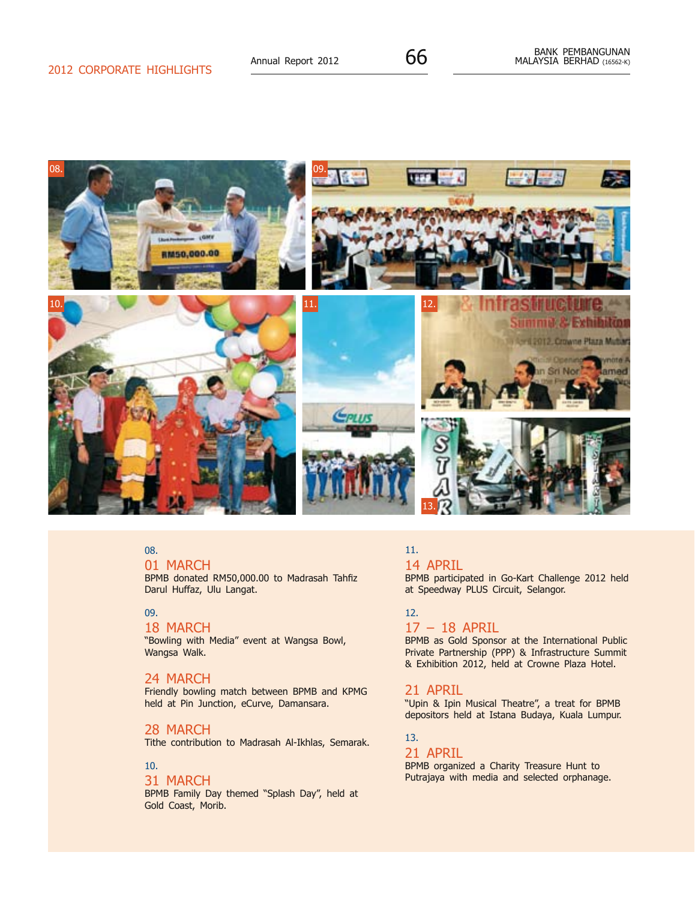## 2012 CORPORATE HIGHLIGHTS

08.

### 01 MARCH

BPMB donated RM50,000.00 to Madrasah Tahfiz Darul Huffaz, Ulu Langat.

09.

### 18 MARCH

"Bowling with Media" event at Wangsa Bowl, Wangsa Walk.

### 24 MARCH

Friendly bowling match between BPMB and KPMG held at Pin Junction, eCurve, Damansara.

### 28 MARCH

Tithe contribution to Madrasah Al-Ikhlas, Semarak.

10.

### 31 MARCH

BPMB Family Day themed "Splash Day", held at Gold Coast, Morib.

11.

### 14 APRIL

BPMB participated in Go-Kart Challenge 2012 held at Speedway PLUS Circuit, Selangor.

12.

### 17 – 18 APRIL

BPMB as Gold Sponsor at the International Public Private Partnership (PPP) & Infrastructure Summit & Exhibition 2012, held at Crowne Plaza Hotel.

### 21 APRIL

"Upin & Ipin Musical Theatre", a treat for BPMB depositors held at Istana Budaya, Kuala Lumpur.

13.

### 21 APRIL

BPMB organized a Charity Treasure Hunt to Putrajaya with media and selected orphanage.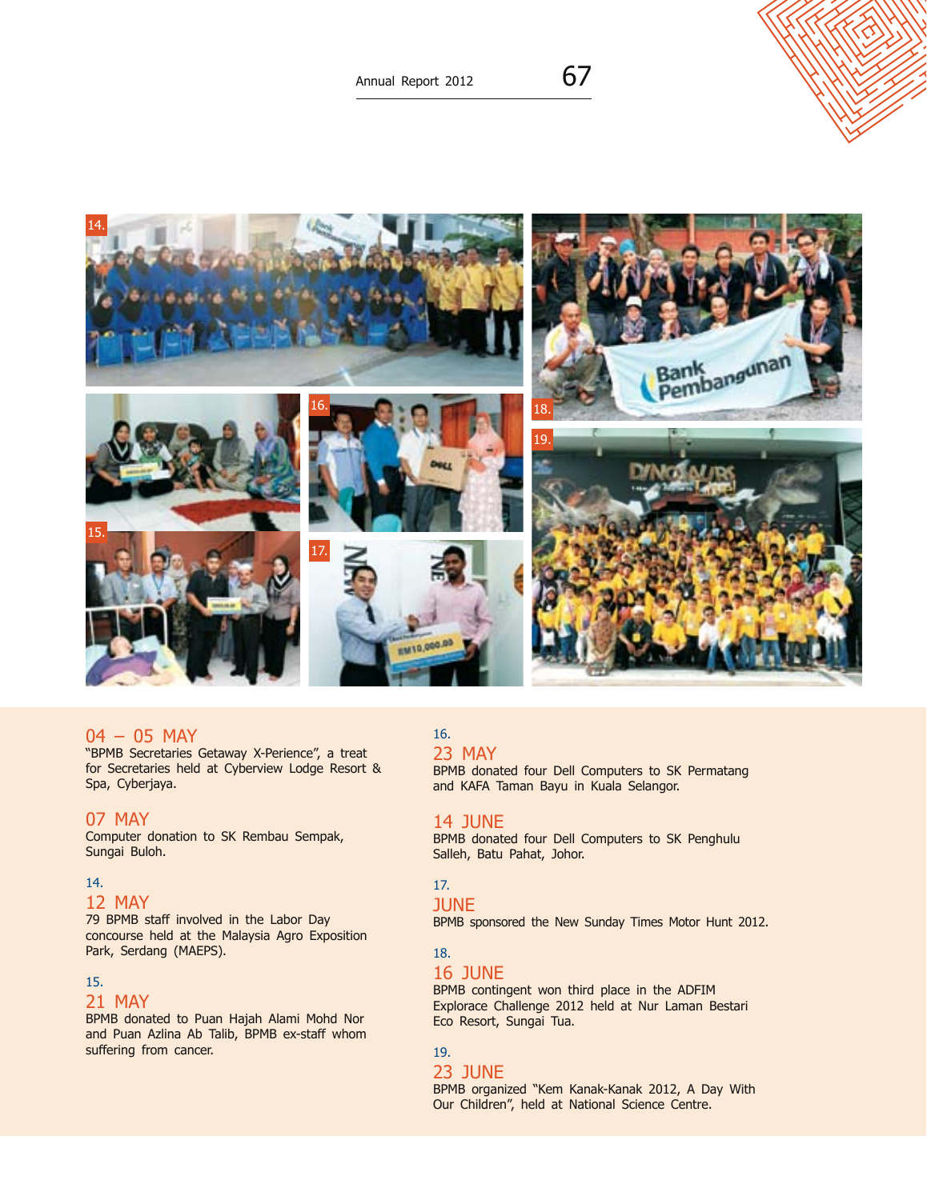### 04 – 05 MAY
"BPMB Secretaries Getaway X-Perience", a treat for Secretaries held at Cyberview Lodge Resort & Spa, Cyberjaya.

### 07 MAY
Computer donation to SK Rembau Sempak, Sungai Buloh.

14.

### 12 MAY
79 BPMB staff involved in the Labor Day concourse held at the Malaysia Agro Exposition Park, Serdang (MAEPS).

15.

### 21 MAY
BPMB donated to Puan Hajah Alami Mohd Nor and Puan Azlina Ab Talib, BPMB ex-staff whom suffering from cancer.

16.

### 23 MAY
BPMB donated four Dell Computers to SK Permatang and KAFA Taman Bayu in Kuala Selangor.

### 14 JUNE
BPMB donated four Dell Computers to SK Penghulu Salleh, Batu Pahat, Johor.

17.

### JUNE
BPMB sponsored the New Sunday Times Motor Hunt 2012.

18.

### 16 JUNE
BPMB contingent won third place in the ADFIM Explorace Challenge 2012 held at Nur Laman Bestari Eco Resort, Sungai Tua.

19.

### 23 JUNE
BPMB organized "Kem Kanak-Kanak 2012, A Day With Our Children", held at National Science Centre.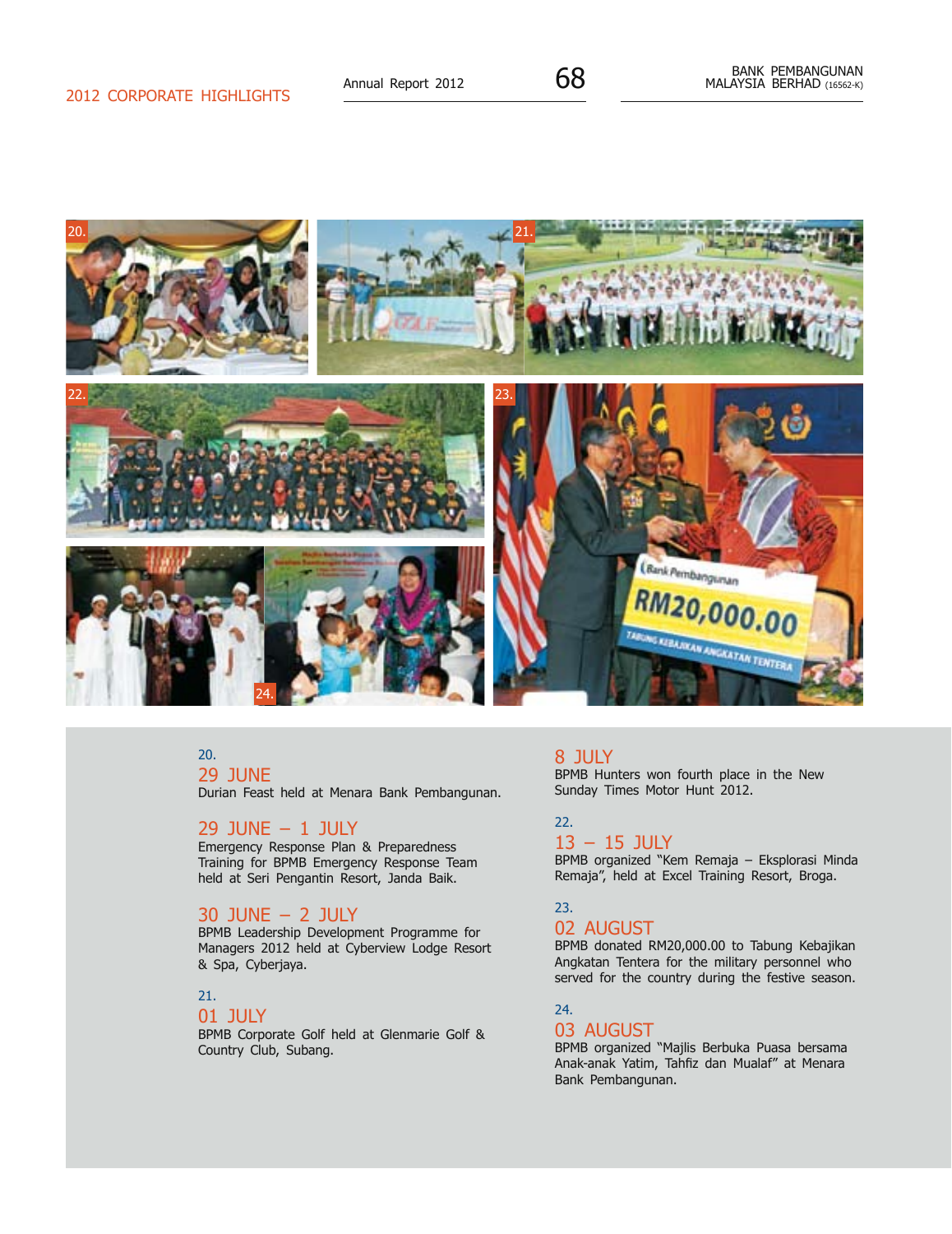## 2012 CORPORATE HIGHLIGHTS

20.

### 29 JUNE

Durian Feast held at Menara Bank Pembangunan.

### 29 JUNE – 1 JULY

Emergency Response Plan & Preparedness Training for BPMB Emergency Response Team held at Seri Pengantin Resort, Janda Baik.

### 30 JUNE – 2 JULY

BPMB Leadership Development Programme for Managers 2012 held at Cyberview Lodge Resort & Spa, Cyberjaya.

21.

### 01 JULY

BPMB Corporate Golf held at Glenmarie Golf & Country Club, Subang.

### 8 JULY

BPMB Hunters won fourth place in the New Sunday Times Motor Hunt 2012.

22.

### 13 – 15 JULY

BPMB organized "Kem Remaja – Eksplorasi Minda Remaja", held at Excel Training Resort, Broga.

23.

### 02 AUGUST

BPMB donated RM20,000.00 to Tabung Kebajikan Angkatan Tentera for the military personnel who served for the country during the festive season.

24.

### 03 AUGUST

BPMB organized "Majlis Berbuka Puasa bersama Anak-anak Yatim, Tahfiz dan Mualaf" at Menara Bank Pembangunan.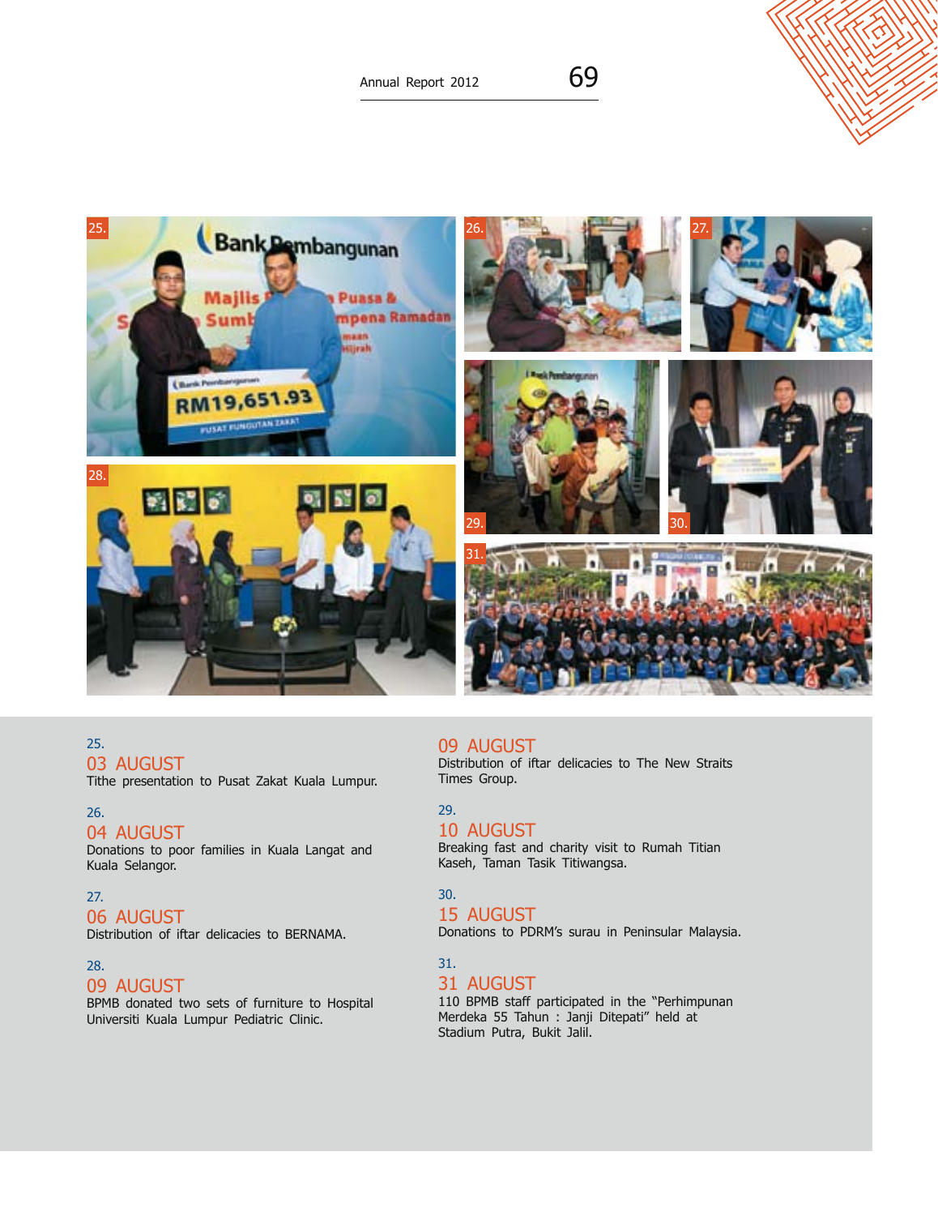25.

03 AUGUST

Tithe presentation to Pusat Zakat Kuala Lumpur.

26.

04 AUGUST

Donations to poor families in Kuala Langat and Kuala Selangor.

27.

06 AUGUST

Distribution of iftar delicacies to BERNAMA.

28.

09 AUGUST

BPMB donated two sets of furniture to Hospital Universiti Kuala Lumpur Pediatric Clinic.

09 AUGUST

Distribution of iftar delicacies to The New Straits Times Group.

29.

10 AUGUST

Breaking fast and charity visit to Rumah Titian Kaseh, Taman Tasik Titiwangsa.

30.

15 AUGUST

Donations to PDRM's surau in Peninsular Malaysia.

31.

31 AUGUST

110 BPMB staff participated in the "Perhimpunan Merdeka 55 Tahun : Janji Ditepati" held at Stadium Putra, Bukit Jalil.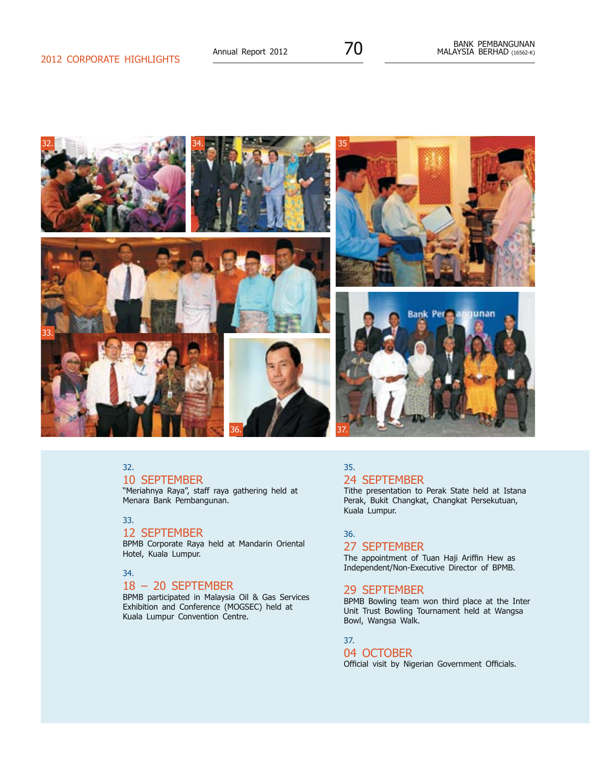## 2012 CORPORATE HIGHLIGHTS

32.

### 10 SEPTEMBER

"Meriahnya Raya", staff raya gathering held at Menara Bank Pembangunan.

33.

### 12 SEPTEMBER

BPMB Corporate Raya held at Mandarin Oriental Hotel, Kuala Lumpur.

34.

### 18 – 20 SEPTEMBER

BPMB participated in Malaysia Oil & Gas Services Exhibition and Conference (MOGSEC) held at Kuala Lumpur Convention Centre.

35.

### 24 SEPTEMBER

Tithe presentation to Perak State held at Istana Perak, Bukit Changkat, Changkat Persekutuan, Kuala Lumpur.

36.

### 27 SEPTEMBER

The appointment of Tuan Haji Ariffin Hew as Independent/Non-Executive Director of BPMB.

### 29 SEPTEMBER

BPMB Bowling team won third place at the Inter Unit Trust Bowling Tournament held at Wangsa Bowl, Wangsa Walk.

37.

### 04 OCTOBER

Official visit by Nigerian Government Officials.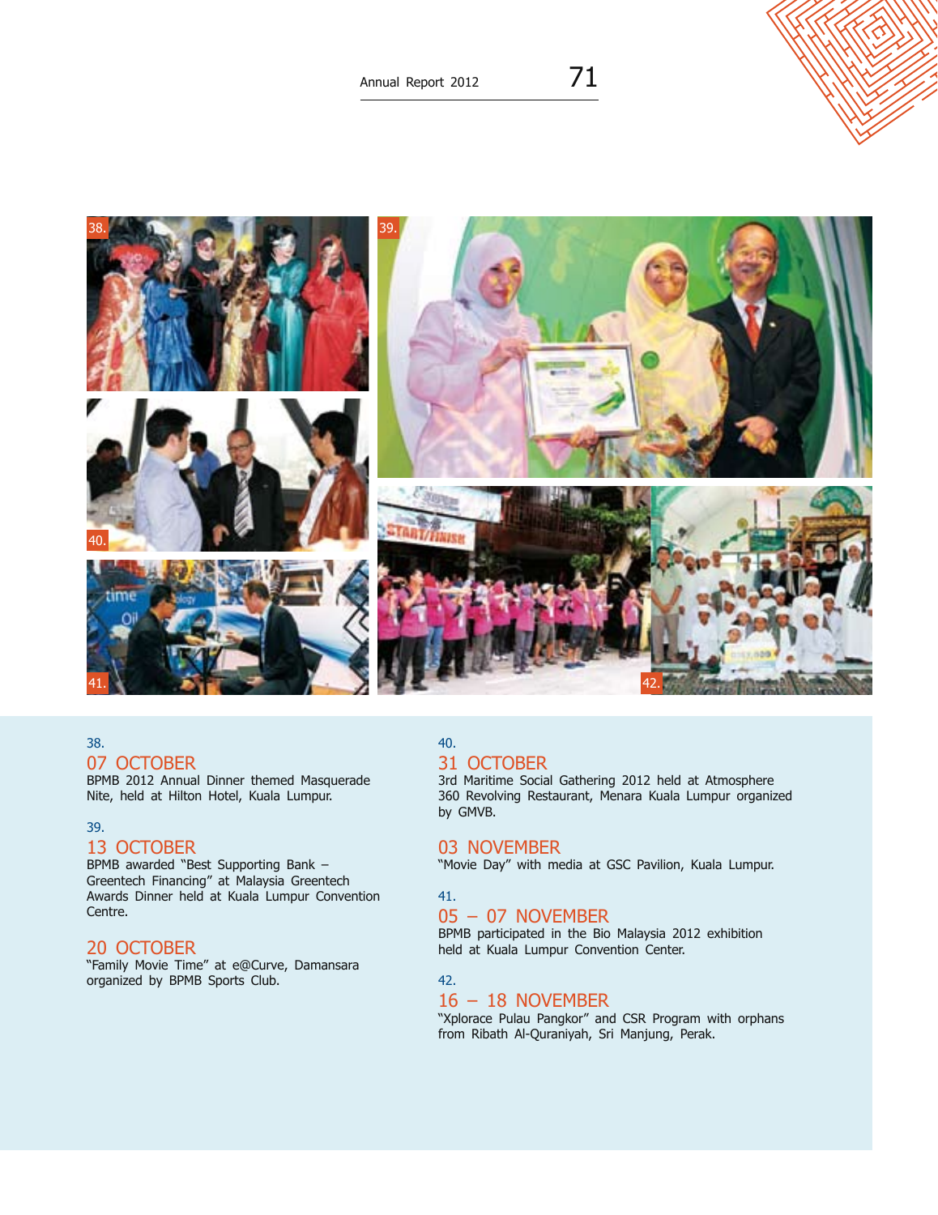38.

## 07 OCTOBER

BPMB 2012 Annual Dinner themed Masquerade Nite, held at Hilton Hotel, Kuala Lumpur.

39.

## 13 OCTOBER

BPMB awarded "Best Supporting Bank – Greentech Financing" at Malaysia Greentech Awards Dinner held at Kuala Lumpur Convention Centre.

## 20 OCTOBER

"Family Movie Time" at e@Curve, Damansara organized by BPMB Sports Club.

40.

## 31 OCTOBER

3rd Maritime Social Gathering 2012 held at Atmosphere 360 Revolving Restaurant, Menara Kuala Lumpur organized by GMVB.

## 03 NOVEMBER

"Movie Day" with media at GSC Pavilion, Kuala Lumpur.

41.

## 05 – 07 NOVEMBER

BPMB participated in the Bio Malaysia 2012 exhibition held at Kuala Lumpur Convention Center.

42.

## 16 – 18 NOVEMBER

"Xplorace Pulau Pangkor" and CSR Program with orphans from Ribath Al-Quraniyah, Sri Manjung, Perak.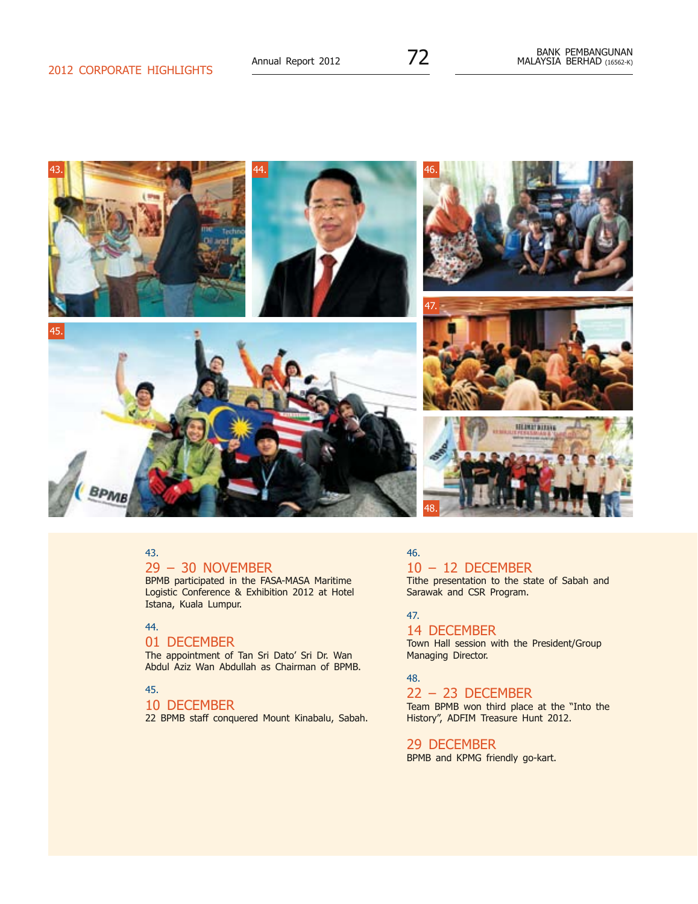## 2012 CORPORATE HIGHLIGHTS

43.

### 29 – 30 NOVEMBER

BPMB participated in the FASA-MASA Maritime Logistic Conference & Exhibition 2012 at Hotel Istana, Kuala Lumpur.

44.

### 01 DECEMBER

The appointment of Tan Sri Dato' Sri Dr. Wan Abdul Aziz Wan Abdullah as Chairman of BPMB.

45.

### 10 DECEMBER

22 BPMB staff conquered Mount Kinabalu, Sabah.

46.

### 10 – 12 DECEMBER

Tithe presentation to the state of Sabah and Sarawak and CSR Program.

47.

### 14 DECEMBER

Town Hall session with the President/Group Managing Director.

48.

### 22 – 23 DECEMBER

Team BPMB won third place at the "Into the History", ADFIM Treasure Hunt 2012.

### 29 DECEMBER

BPMB and KPMG friendly go-kart.